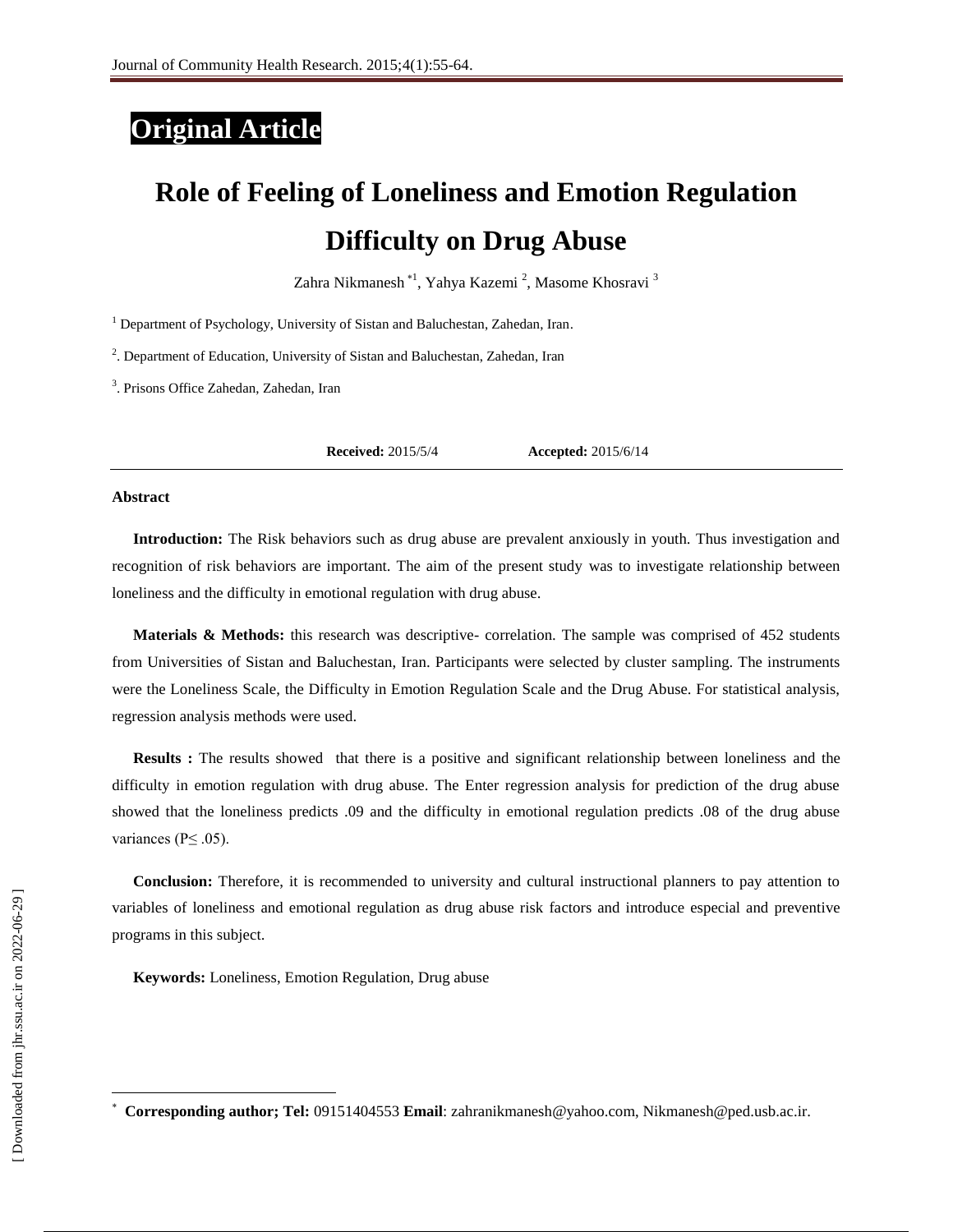**Original Article**

# Role of Feeling of Loneliness and Emotion Regulation Difficulty on Drug Abuse

Zahra Nikmanesh [*1], Yahya Kazemi [2], Masome Khosravi [3]

[1] Department of Psychology, University of Sistan and Baluchestan, Zahedan, Iran.

[2]. Department of Education, University of Sistan and Baluchestan, Zahedan, Iran

[3]. Prisons Office Zahedan, Zahedan, Iran

**Received:** 2015/5/4 **Accepted:** 2015/6/14

## Abstract

**Introduction:** The Risk behaviors such as drug abuse are prevalent anxiously in youth. Thus investigation and recognition of risk behaviors are important. The aim of the present study was to investigate relationship between loneliness and the difficulty in emotional regulation with drug abuse.

**Materials & Methods:** this research was descriptive- correlation. The sample was comprised of 452 students from Universities of Sistan and Baluchestan, Iran. Participants were selected by cluster sampling. The instruments were the Loneliness Scale, the Difficulty in Emotion Regulation Scale and the Drug Abuse. For statistical analysis, regression analysis methods were used.

**Results :** The results showed that there is a positive and significant relationship between loneliness and the difficulty in emotion regulation with drug abuse. The Enter regression analysis for prediction of the drug abuse showed that the loneliness predicts .09 and the difficulty in emotional regulation predicts .08 of the drug abuse variances ($P \leq .05$).

**Conclusion:** Therefore, it is recommended to university and cultural instructional planners to pay attention to variables of loneliness and emotional regulation as drug abuse risk factors and introduce especial and preventive programs in this subject.

**Keywords:** Loneliness, Emotion Regulation, Drug abuse

[*] **Corresponding author; Tel:** 09151404553 **Email**: zahranikmanesh@yahoo.com, Nikmanesh@ped.usb.ac.ir.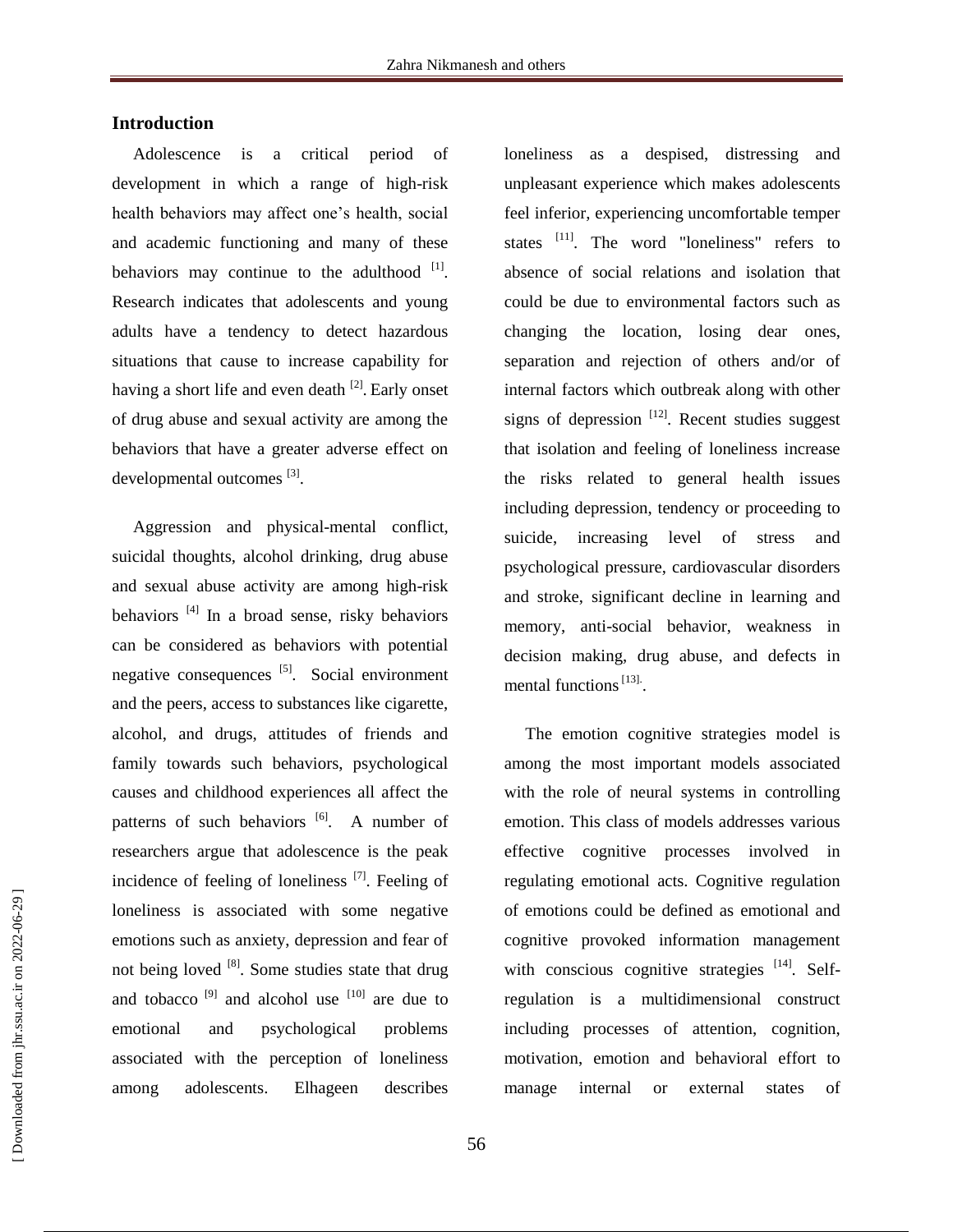## Introduction

Adolescence is a critical period of development in which a range of high-risk health behaviors may affect one's health, social and academic functioning and many of these behaviors may continue to the adulthood [1]. Research indicates that adolescents and young adults have a tendency to detect hazardous situations that cause to increase capability for having a short life and even death [2]. Early onset of drug abuse and sexual activity are among the behaviors that have a greater adverse effect on developmental outcomes [3].

Aggression and physical-mental conflict, suicidal thoughts, alcohol drinking, drug abuse and sexual abuse activity are among high-risk behaviors [4] In a broad sense, risky behaviors can be considered as behaviors with potential negative consequences [5]. Social environment and the peers, access to substances like cigarette, alcohol, and drugs, attitudes of friends and family towards such behaviors, psychological causes and childhood experiences all affect the patterns of such behaviors [6]. A number of researchers argue that adolescence is the peak incidence of feeling of loneliness [7]. Feeling of loneliness is associated with some negative emotions such as anxiety, depression and fear of not being loved [8]. Some studies state that drug and tobacco [9] and alcohol use [10] are due to emotional and psychological problems associated with the perception of loneliness among adolescents. Elhageen describes loneliness as a despised, distressing and unpleasant experience which makes adolescents feel inferior, experiencing uncomfortable temper states [11]. The word "loneliness" refers to absence of social relations and isolation that could be due to environmental factors such as changing the location, losing dear ones, separation and rejection of others and/or of internal factors which outbreak along with other signs of depression [12]. Recent studies suggest that isolation and feeling of loneliness increase the risks related to general health issues including depression, tendency or proceeding to suicide, increasing level of stress and psychological pressure, cardiovascular disorders and stroke, significant decline in learning and memory, anti-social behavior, weakness in decision making, drug abuse, and defects in mental functions [13].

The emotion cognitive strategies model is among the most important models associated with the role of neural systems in controlling emotion. This class of models addresses various effective cognitive processes involved in regulating emotional acts. Cognitive regulation of emotions could be defined as emotional and cognitive provoked information management with conscious cognitive strategies [14]. Self-regulation is a multidimensional construct including processes of attention, cognition, motivation, emotion and behavioral effort to manage internal or external states of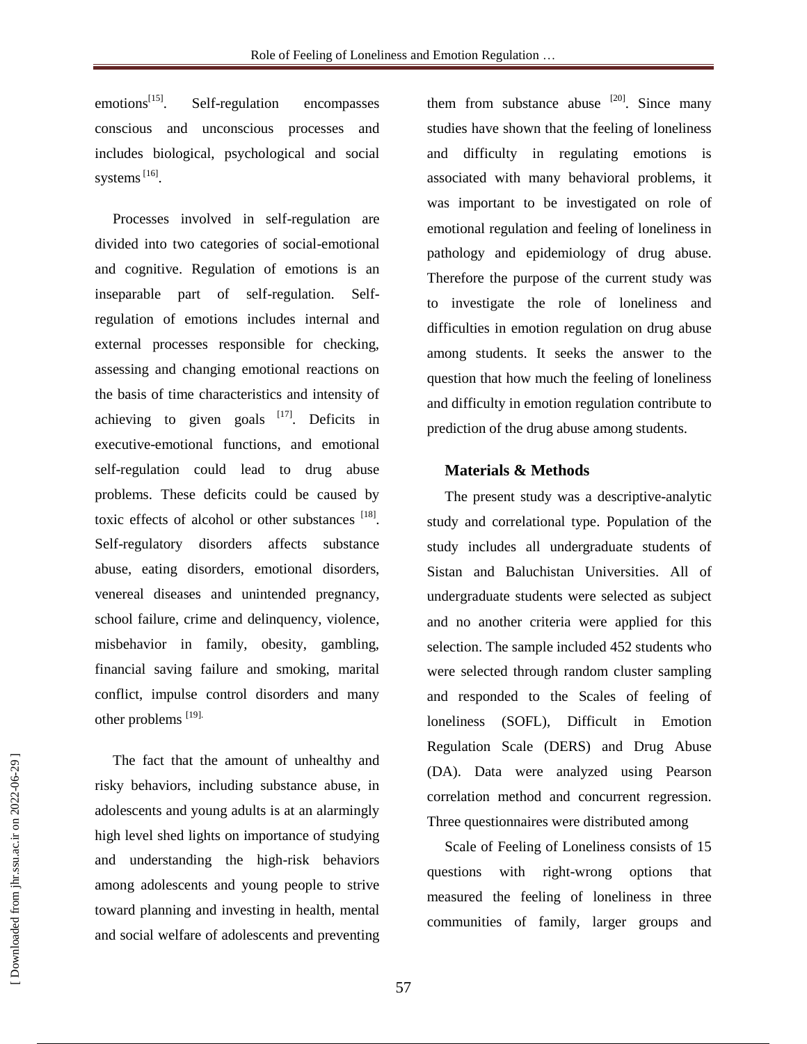emotions[15]. Self-regulation encompasses conscious and unconscious processes and includes biological, psychological and social systems [16].

Processes involved in self-regulation are divided into two categories of social-emotional and cognitive. Regulation of emotions is an inseparable part of self-regulation. Self-regulation of emotions includes internal and external processes responsible for checking, assessing and changing emotional reactions on the basis of time characteristics and intensity of achieving to given goals [17]. Deficits in executive-emotional functions, and emotional self-regulation could lead to drug abuse problems. These deficits could be caused by toxic effects of alcohol or other substances [18]. Self-regulatory disorders affects substance abuse, eating disorders, emotional disorders, venereal diseases and unintended pregnancy, school failure, crime and delinquency, violence, misbehavior in family, obesity, gambling, financial saving failure and smoking, marital conflict, impulse control disorders and many other problems [19].

The fact that the amount of unhealthy and risky behaviors, including substance abuse, in adolescents and young adults is at an alarmingly high level shed lights on importance of studying and understanding the high-risk behaviors among adolescents and young people to strive toward planning and investing in health, mental and social welfare of adolescents and preventing them from substance abuse [20]. Since many studies have shown that the feeling of loneliness and difficulty in regulating emotions is associated with many behavioral problems, it was important to be investigated on role of emotional regulation and feeling of loneliness in pathology and epidemiology of drug abuse. Therefore the purpose of the current study was to investigate the role of loneliness and difficulties in emotion regulation on drug abuse among students. It seeks the answer to the question that how much the feeling of loneliness and difficulty in emotion regulation contribute to prediction of the drug abuse among students.

## Materials & Methods

The present study was a descriptive-analytic study and correlational type. Population of the study includes all undergraduate students of Sistan and Baluchistan Universities. All of undergraduate students were selected as subject and no another criteria were applied for this selection. The sample included 452 students who were selected through random cluster sampling and responded to the Scales of feeling of loneliness (SOFL), Difficult in Emotion Regulation Scale (DERS) and Drug Abuse (DA). Data were analyzed using Pearson correlation method and concurrent regression. Three questionnaires were distributed among

Scale of Feeling of Loneliness consists of 15 questions with right-wrong options that measured the feeling of loneliness in three communities of family, larger groups and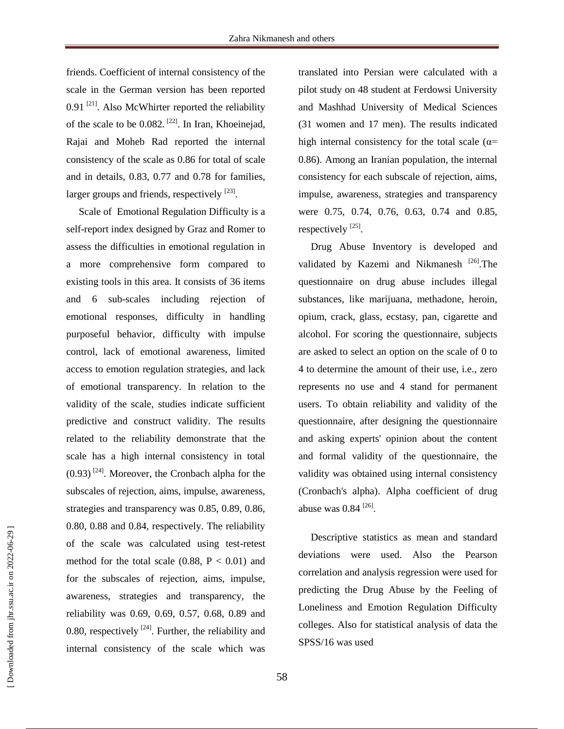friends. Coefficient of internal consistency of the scale in the German version has been reported 0.91 [21]. Also McWhirter reported the reliability of the scale to be 0.082. [22]. In Iran, Khoeinejad, Rajai and Moheb Rad reported the internal consistency of the scale as 0.86 for total of scale and in details, 0.83, 0.77 and 0.78 for families, larger groups and friends, respectively [23].

Scale of Emotional Regulation Difficulty is a self-report index designed by Graz and Romer to assess the difficulties in emotional regulation in a more comprehensive form compared to existing tools in this area. It consists of 36 items and 6 sub-scales including rejection of emotional responses, difficulty in handling purposeful behavior, difficulty with impulse control, lack of emotional awareness, limited access to emotion regulation strategies, and lack of emotional transparency. In relation to the validity of the scale, studies indicate sufficient predictive and construct validity. The results related to the reliability demonstrate that the scale has a high internal consistency in total (0.93) [24]. Moreover, the Cronbach alpha for the subscales of rejection, aims, impulse, awareness, strategies and transparency was 0.85, 0.89, 0.86, 0.80, 0.88 and 0.84, respectively. The reliability of the scale was calculated using test-retest method for the total scale (0.88, $P < 0.01$) and for the subscales of rejection, aims, impulse, awareness, strategies and transparency, the reliability was 0.69, 0.69, 0.57, 0.68, 0.89 and 0.80, respectively [24]. Further, the reliability and internal consistency of the scale which was translated into Persian were calculated with a pilot study on 48 student at Ferdowsi University and Mashhad University of Medical Sciences (31 women and 17 men). The results indicated high internal consistency for the total scale ($\alpha$= 0.86). Among an Iranian population, the internal consistency for each subscale of rejection, aims, impulse, awareness, strategies and transparency were 0.75, 0.74, 0.76, 0.63, 0.74 and 0.85, respectively [25].

Drug Abuse Inventory is developed and validated by Kazemi and Nikmanesh [26].The questionnaire on drug abuse includes illegal substances, like marijuana, methadone, heroin, opium, crack, glass, ecstasy, pan, cigarette and alcohol. For scoring the questionnaire, subjects are asked to select an option on the scale of 0 to 4 to determine the amount of their use, i.e., zero represents no use and 4 stand for permanent users. To obtain reliability and validity of the questionnaire, after designing the questionnaire and asking experts' opinion about the content and formal validity of the questionnaire, the validity was obtained using internal consistency (Cronbach's alpha). Alpha coefficient of drug abuse was 0.84 [26].

Descriptive statistics as mean and standard deviations were used. Also the Pearson correlation and analysis regression were used for predicting the Drug Abuse by the Feeling of Loneliness and Emotion Regulation Difficulty colleges. Also for statistical analysis of data the SPSS/16 was used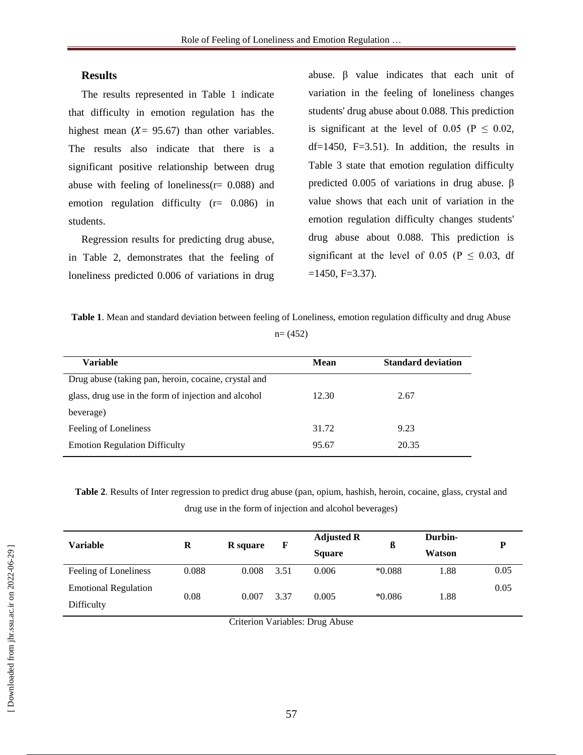## Results

The results represented in Table 1 indicate that difficulty in emotion regulation has the highest mean ($X$= 95.67) than other variables. The results also indicate that there is a significant positive relationship between drug abuse with feeling of loneliness(r= 0.088) and emotion regulation difficulty (r= 0.086) in students.

Regression results for predicting drug abuse, in Table 2, demonstrates that the feeling of loneliness predicted 0.006 of variations in drug abuse. β value indicates that each unit of variation in the feeling of loneliness changes students' drug abuse about 0.088. This prediction is significant at the level of 0.05 (P ≤ 0.02, df=1450, F=3.51). In addition, the results in Table 3 state that emotion regulation difficulty predicted 0.005 of variations in drug abuse. β value shows that each unit of variation in the emotion regulation difficulty changes students' drug abuse about 0.088. This prediction is significant at the level of 0.05 (P ≤ 0.03, df =1450, F=3.37).

**Table 1**. Mean and standard deviation between feeling of Loneliness, emotion regulation difficulty and drug Abuse n= (452)

| Variable | Mean | Standard deviation |
|---|---|---|
| Drug abuse (taking pan, heroin, cocaine, crystal and glass, drug use in the form of injection and alcohol beverage) | 12.30 | 2.67 |
| Feeling of Loneliness | 31.72 | 9.23 |
| Emotion Regulation Difficulty | 95.67 | 20.35 |

**Table 2**. Results of Inter regression to predict drug abuse (pan, opium, hashish, heroin, cocaine, glass, crystal and drug use in the form of injection and alcohol beverages)

| Variable | R | R square | F | Adjusted R Square | ß | Durbin-Watson | P |
|---|---|---|---|---|---|---|---|
| Feeling of Loneliness | 0.088 | 0.008 | 3.51 | 0.006 | *0.088 | 1.88 | 0.05 |
| Emotional Regulation Difficulty | 0.08 | 0.007 | 3.37 | 0.005 | *0.086 | 1.88 | 0.05 |

Criterion Variables: Drug Abuse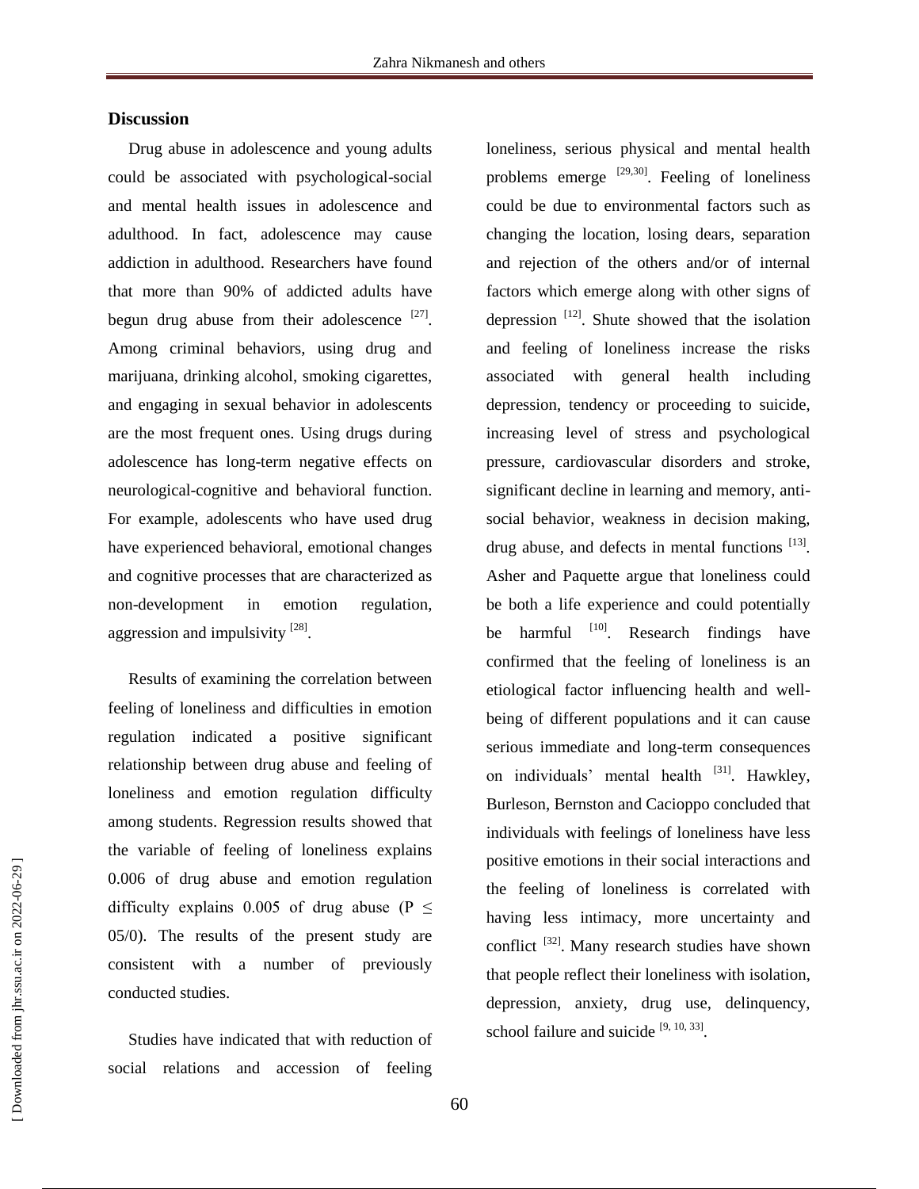## Discussion

Drug abuse in adolescence and young adults could be associated with psychological-social and mental health issues in adolescence and adulthood. In fact, adolescence may cause addiction in adulthood. Researchers have found that more than 90% of addicted adults have begun drug abuse from their adolescence [27]. Among criminal behaviors, using drug and marijuana, drinking alcohol, smoking cigarettes, and engaging in sexual behavior in adolescents are the most frequent ones. Using drugs during adolescence has long-term negative effects on neurological-cognitive and behavioral function. For example, adolescents who have used drug have experienced behavioral, emotional changes and cognitive processes that are characterized as non-development in emotion regulation, aggression and impulsivity [28].

Results of examining the correlation between feeling of loneliness and difficulties in emotion regulation indicated a positive significant relationship between drug abuse and feeling of loneliness and emotion regulation difficulty among students. Regression results showed that the variable of feeling of loneliness explains 0.006 of drug abuse and emotion regulation difficulty explains 0.005 of drug abuse (P ≤ 05/0). The results of the present study are consistent with a number of previously conducted studies.

Studies have indicated that with reduction of social relations and accession of feeling loneliness, serious physical and mental health problems emerge [29,30]. Feeling of loneliness could be due to environmental factors such as changing the location, losing dears, separation and rejection of the others and/or of internal factors which emerge along with other signs of depression [12]. Shute showed that the isolation and feeling of loneliness increase the risks associated with general health including depression, tendency or proceeding to suicide, increasing level of stress and psychological pressure, cardiovascular disorders and stroke, significant decline in learning and memory, anti-social behavior, weakness in decision making, drug abuse, and defects in mental functions [13]. Asher and Paquette argue that loneliness could be both a life experience and could potentially be harmful [10]. Research findings have confirmed that the feeling of loneliness is an etiological factor influencing health and well-being of different populations and it can cause serious immediate and long-term consequences on individuals' mental health [31]. Hawkley, Burleson, Bernston and Cacioppo concluded that individuals with feelings of loneliness have less positive emotions in their social interactions and the feeling of loneliness is correlated with having less intimacy, more uncertainty and conflict [32]. Many research studies have shown that people reflect their loneliness with isolation, depression, anxiety, drug use, delinquency, school failure and suicide [9, 10, 33].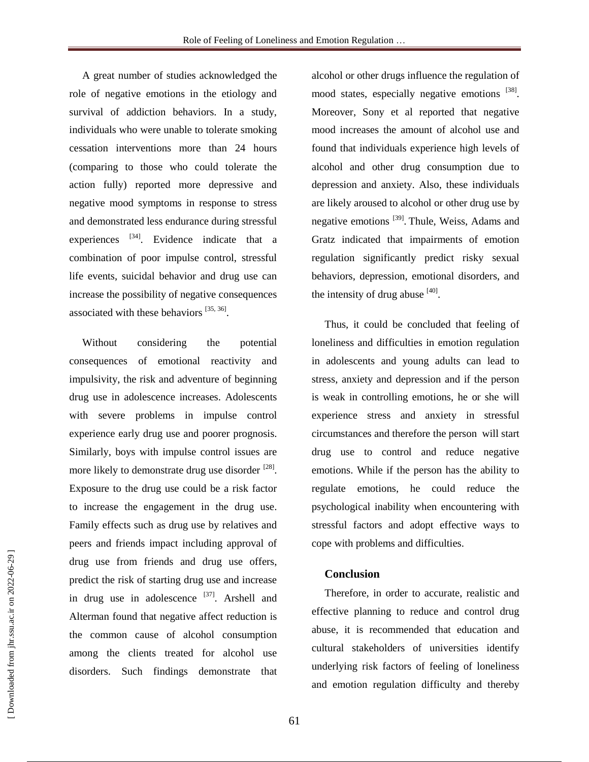A great number of studies acknowledged the role of negative emotions in the etiology and survival of addiction behaviors. In a study, individuals who were unable to tolerate smoking cessation interventions more than 24 hours (comparing to those who could tolerate the action fully) reported more depressive and negative mood symptoms in response to stress and demonstrated less endurance during stressful experiences [34]. Evidence indicate that a combination of poor impulse control, stressful life events, suicidal behavior and drug use can increase the possibility of negative consequences associated with these behaviors [35, 36].

Without considering the potential consequences of emotional reactivity and impulsivity, the risk and adventure of beginning drug use in adolescence increases. Adolescents with severe problems in impulse control experience early drug use and poorer prognosis. Similarly, boys with impulse control issues are more likely to demonstrate drug use disorder [28]. Exposure to the drug use could be a risk factor to increase the engagement in the drug use. Family effects such as drug use by relatives and peers and friends impact including approval of drug use from friends and drug use offers, predict the risk of starting drug use and increase in drug use in adolescence [37]. Arshell and Alterman found that negative affect reduction is the common cause of alcohol consumption among the clients treated for alcohol use disorders. Such findings demonstrate that alcohol or other drugs influence the regulation of mood states, especially negative emotions [38]. Moreover, Sony et al reported that negative mood increases the amount of alcohol use and found that individuals experience high levels of alcohol and other drug consumption due to depression and anxiety. Also, these individuals are likely aroused to alcohol or other drug use by negative emotions [39]. Thule, Weiss, Adams and Gratz indicated that impairments of emotion regulation significantly predict risky sexual behaviors, depression, emotional disorders, and the intensity of drug abuse [40].

Thus, it could be concluded that feeling of loneliness and difficulties in emotion regulation in adolescents and young adults can lead to stress, anxiety and depression and if the person is weak in controlling emotions, he or she will experience stress and anxiety in stressful circumstances and therefore the person will start drug use to control and reduce negative emotions. While if the person has the ability to regulate emotions, he could reduce the psychological inability when encountering with stressful factors and adopt effective ways to cope with problems and difficulties.

## Conclusion

Therefore, in order to accurate, realistic and effective planning to reduce and control drug abuse, it is recommended that education and cultural stakeholders of universities identify underlying risk factors of feeling of loneliness and emotion regulation difficulty and thereby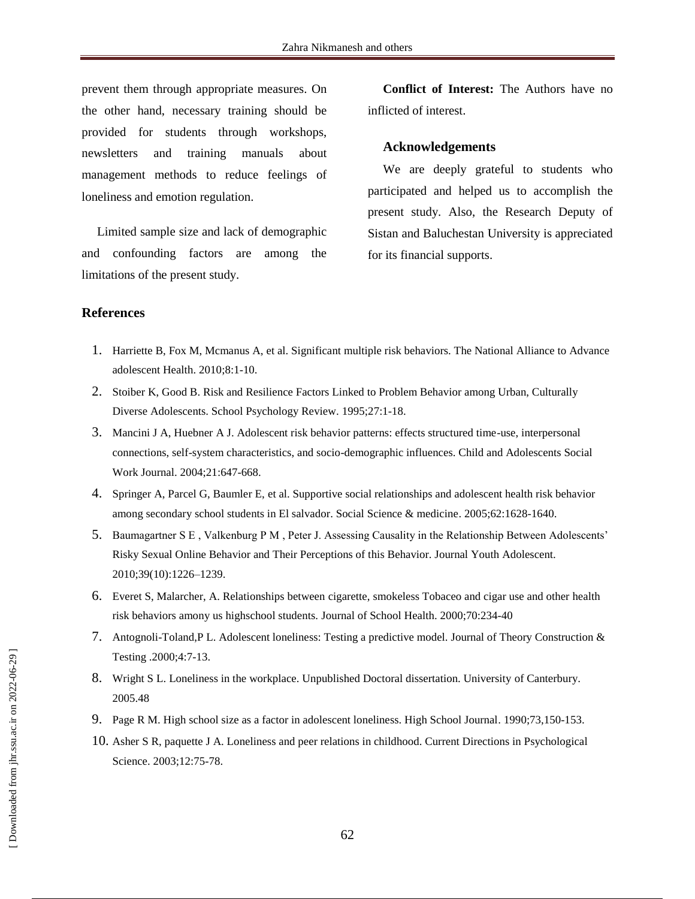prevent them through appropriate measures. On the other hand, necessary training should be provided for students through workshops, newsletters and training manuals about management methods to reduce feelings of loneliness and emotion regulation.

Limited sample size and lack of demographic and confounding factors are among the limitations of the present study.

**Conflict of Interest:** The Authors have no inflicted of interest.

### Acknowledgements

We are deeply grateful to students who participated and helped us to accomplish the present study. Also, the Research Deputy of Sistan and Baluchestan University is appreciated for its financial supports.

## References

1. Harriette B, Fox M, Mcmanus A, et al. Significant multiple risk behaviors. The National Alliance to Advance adolescent Health. 2010;8:1-10.
2. Stoiber K, Good B. Risk and Resilience Factors Linked to Problem Behavior among Urban, Culturally Diverse Adolescents. School Psychology Review. 1995;27:1-18.
3. Mancini J A, Huebner A J. Adolescent risk behavior patterns: effects structured time-use, interpersonal connections, self-system characteristics, and socio-demographic influences. Child and Adolescents Social Work Journal. 2004;21:647-668.
4. Springer A, Parcel G, Baumler E, et al. Supportive social relationships and adolescent health risk behavior among secondary school students in El salvador. Social Science & medicine. 2005;62:1628-1640.
5. Baumagartner S E , Valkenburg P M , Peter J. Assessing Causality in the Relationship Between Adolescents' Risky Sexual Online Behavior and Their Perceptions of this Behavior. Journal Youth Adolescent. 2010;39(10):1226–1239.
6. Everet S, Malarcher, A. Relationships between cigarette, smokeless Tobaceo and cigar use and other health risk behaviors amony us highschool students. Journal of School Health. 2000;70:234-40
7. Antognoli-Toland,P L. Adolescent loneliness: Testing a predictive model. Journal of Theory Construction & Testing .2000;4:7-13.
8. Wright S L. Loneliness in the workplace. Unpublished Doctoral dissertation. University of Canterbury. 2005.48
9. Page R M. High school size as a factor in adolescent loneliness. High School Journal. 1990;73,150-153.
10. Asher S R, paquette J A. Loneliness and peer relations in childhood. Current Directions in Psychological Science. 2003;12:75-78.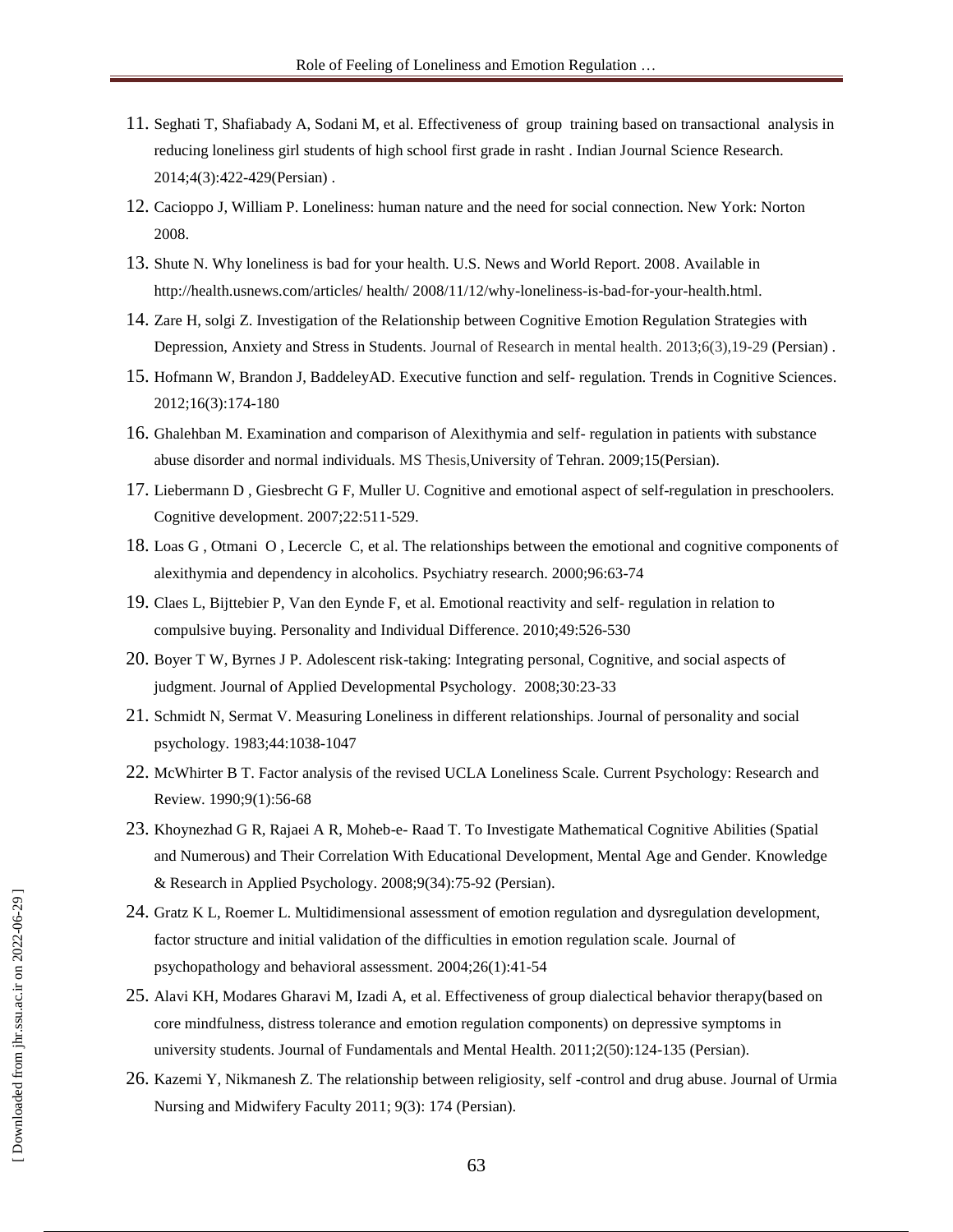11. Seghati T, Shafiabady A, Sodani M, et al. Effectiveness of group training based on transactional analysis in reducing loneliness girl students of high school first grade in rasht . Indian Journal Science Research. 2014;4(3):422-429(Persian) .
12. Cacioppo J, William P. Loneliness: human nature and the need for social connection. New York: Norton 2008.
13. Shute N. Why loneliness is bad for your health. U.S. News and World Report. 2008. Available in http://health.usnews.com/articles/ health/ 2008/11/12/why-loneliness-is-bad-for-your-health.html.
14. Zare H, solgi Z. Investigation of the Relationship between Cognitive Emotion Regulation Strategies with Depression, Anxiety and Stress in Students. Journal of Research in mental health. 2013;6(3),19-29 (Persian) .
15. Hofmann W, Brandon J, BaddeleyAD. Executive function and self- regulation. Trends in Cognitive Sciences. 2012;16(3):174-180
16. Ghalehban M. Examination and comparison of Alexithymia and self- regulation in patients with substance abuse disorder and normal individuals. MS Thesis,University of Tehran. 2009;15(Persian).
17. Liebermann D , Giesbrecht G F, Muller U. Cognitive and emotional aspect of self-regulation in preschoolers. Cognitive development. 2007;22:511-529.
18. Loas G , Otmani O , Lecercle C, et al. The relationships between the emotional and cognitive components of alexithymia and dependency in alcoholics. Psychiatry research. 2000;96:63-74
19. Claes L, Bijttebier P, Van den Eynde F, et al. Emotional reactivity and self- regulation in relation to compulsive buying. Personality and Individual Difference. 2010;49:526-530
20. Boyer T W, Byrnes J P. Adolescent risk-taking: Integrating personal, Cognitive, and social aspects of judgment. Journal of Applied Developmental Psychology. 2008;30:23-33
21. Schmidt N, Sermat V. Measuring Loneliness in different relationships. Journal of personality and social psychology. 1983;44:1038-1047
22. McWhirter B T. Factor analysis of the revised UCLA Loneliness Scale. Current Psychology: Research and Review. 1990;9(1):56-68
23. Khoynezhad G R, Rajaei A R, Moheb-e- Raad T. To Investigate Mathematical Cognitive Abilities (Spatial and Numerous) and Their Correlation With Educational Development, Mental Age and Gender. Knowledge & Research in Applied Psychology. 2008;9(34):75-92 (Persian).
24. Gratz K L, Roemer L. Multidimensional assessment of emotion regulation and dysregulation development, factor structure and initial validation of the difficulties in emotion regulation scale. Journal of psychopathology and behavioral assessment. 2004;26(1):41-54
25. Alavi KH, Modares Gharavi M, Izadi A, et al. Effectiveness of group dialectical behavior therapy(based on core mindfulness, distress tolerance and emotion regulation components) on depressive symptoms in university students. Journal of Fundamentals and Mental Health. 2011;2(50):124-135 (Persian).
26. Kazemi Y, Nikmanesh Z. The relationship between religiosity, self -control and drug abuse. Journal of Urmia Nursing and Midwifery Faculty 2011; 9(3): 174 (Persian).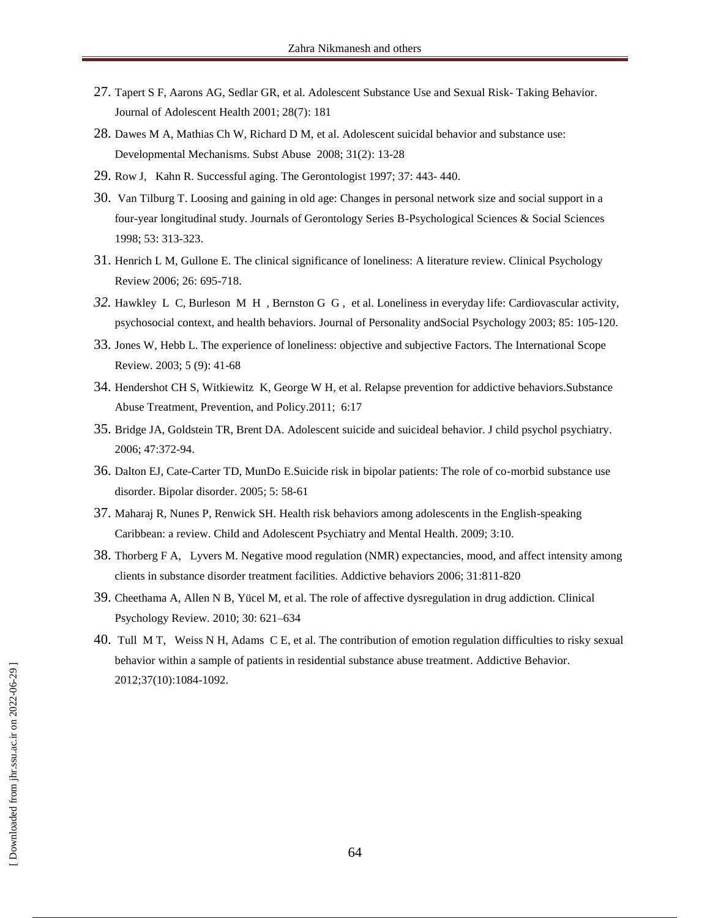27. Tapert S F, Aarons AG, Sedlar GR, et al. Adolescent Substance Use and Sexual Risk- Taking Behavior. Journal of Adolescent Health 2001; 28(7): 181
28. Dawes M A, Mathias Ch W, Richard D M, et al. Adolescent suicidal behavior and substance use: Developmental Mechanisms. Subst Abuse 2008; 31(2): 13-28
29. Row J, Kahn R. Successful aging. The Gerontologist 1997; 37: 443- 440.
30. Van Tilburg T. Loosing and gaining in old age: Changes in personal network size and social support in a four-year longitudinal study. Journals of Gerontology Series B-Psychological Sciences & Social Sciences 1998; 53: 313-323.
31. Henrich L M, Gullone E. The clinical significance of loneliness: A literature review. Clinical Psychology Review 2006; 26: 695-718.
32. Hawkley L C, Burleson M H , Bernston G G , et al. Loneliness in everyday life: Cardiovascular activity, psychosocial context, and health behaviors. Journal of Personality andSocial Psychology 2003; 85: 105-120.
33. Jones W, Hebb L. The experience of loneliness: objective and subjective Factors. The International Scope Review. 2003; 5 (9): 41-68
34. Hendershot CH S, Witkiewitz K, George W H, et al. Relapse prevention for addictive behaviors.Substance Abuse Treatment, Prevention, and Policy.2011; 6:17
35. Bridge JA, Goldstein TR, Brent DA. Adolescent suicide and suicideal behavior. J child psychol psychiatry. 2006; 47:372-94.
36. Dalton EJ, Cate-Carter TD, MunDo E.Suicide risk in bipolar patients: The role of co-morbid substance use disorder. Bipolar disorder. 2005; 5: 58-61
37. Maharaj R, Nunes P, Renwick SH. Health risk behaviors among adolescents in the English-speaking Caribbean: a review. Child and Adolescent Psychiatry and Mental Health. 2009; 3:10.
38. Thorberg F A, Lyvers M. Negative mood regulation (NMR) expectancies, mood, and affect intensity among clients in substance disorder treatment facilities. Addictive behaviors 2006; 31:811-820
39. Cheethama A, Allen N B, Yücel M, et al. The role of affective dysregulation in drug addiction. Clinical Psychology Review. 2010; 30: 621–634
40. Tull M T, Weiss N H, Adams C E, et al. The contribution of emotion regulation difficulties to risky sexual behavior within a sample of patients in residential substance abuse treatment. Addictive Behavior. 2012;37(10):1084-1092.